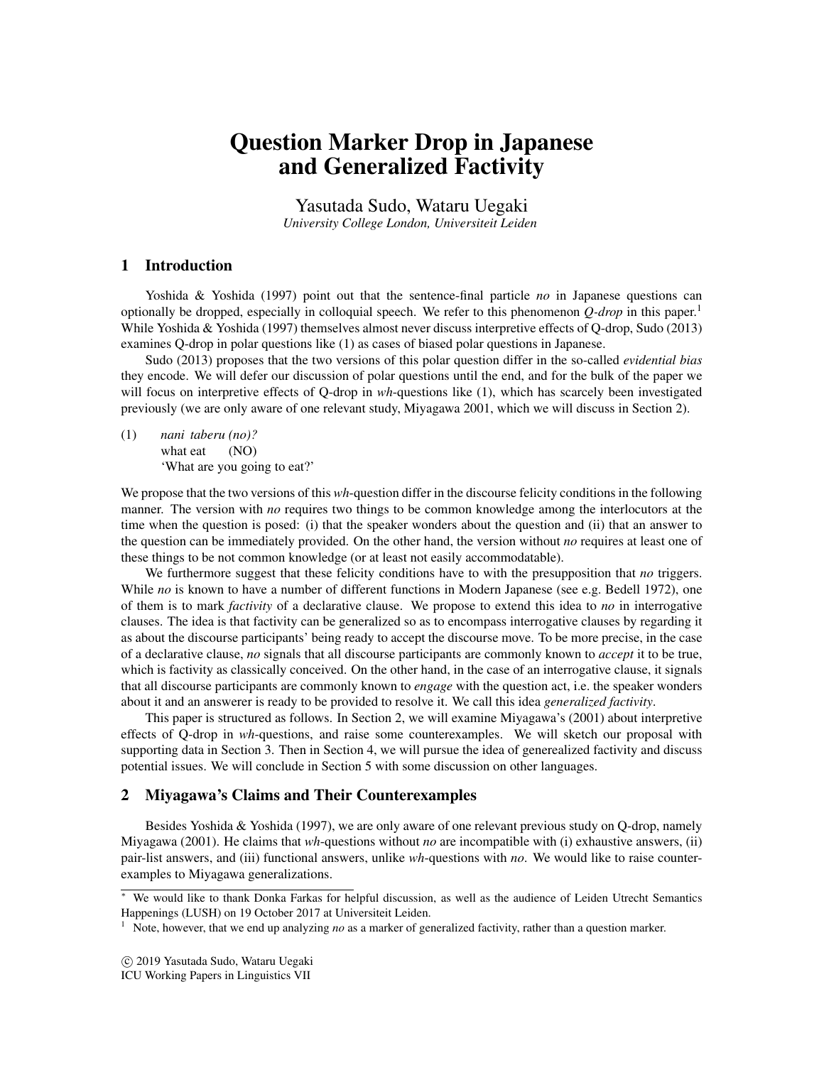# Question Marker Drop in Japanese and Generalized Factivity

Yasutada Sudo, Wataru Uegaki
*University College London, Universiteit Leiden*

## 1 Introduction

Yoshida & Yoshida (1997) point out that the sentence-final particle *no* in Japanese questions can optionally be dropped, especially in colloquial speech. We refer to this phenomenon *Q-drop* in this paper.[1] While Yoshida & Yoshida (1997) themselves almost never discuss interpretive effects of Q-drop, Sudo (2013) examines Q-drop in polar questions like (1) as cases of biased polar questions in Japanese.

Sudo (2013) proposes that the two versions of this polar question differ in the so-called *evidential bias* they encode. We will defer our discussion of polar questions until the end, and for the bulk of the paper we will focus on interpretive effects of Q-drop in *wh*-questions like (1), which has scarcely been investigated previously (we are only aware of one relevant study, Miyagawa 2001, which we will discuss in Section 2).

(1) *nani taberu (no)?*
what eat (NO)
'What are you going to eat?'

We propose that the two versions of this *wh*-question differ in the discourse felicity conditions in the following manner. The version with *no* requires two things to be common knowledge among the interlocutors at the time when the question is posed: (i) that the speaker wonders about the question and (ii) that an answer to the question can be immediately provided. On the other hand, the version without *no* requires at least one of these things to be not common knowledge (or at least not easily accommodatable).

We furthermore suggest that these felicity conditions have to with the presupposition that *no* triggers. While *no* is known to have a number of different functions in Modern Japanese (see e.g. Bedell 1972), one of them is to mark *factivity* of a declarative clause. We propose to extend this idea to *no* in interrogative clauses. The idea is that factivity can be generalized so as to encompass interrogative clauses by regarding it as about the discourse participants' being ready to accept the discourse move. To be more precise, in the case of a declarative clause, *no* signals that all discourse participants are commonly known to *accept* it to be true, which is factivity as classically conceived. On the other hand, in the case of an interrogative clause, it signals that all discourse participants are commonly known to *engage* with the question act, i.e. the speaker wonders about it and an answerer is ready to be provided to resolve it. We call this idea *generalized factivity*.

This paper is structured as follows. In Section 2, we will examine Miyagawa's (2001) about interpretive effects of Q-drop in *wh*-questions, and raise some counterexamples. We will sketch our proposal with supporting data in Section 3. Then in Section 4, we will pursue the idea of genereralized factivity and discuss potential issues. We will conclude in Section 5 with some discussion on other languages.

## 2 Miyagawa's Claims and Their Counterexamples

Besides Yoshida & Yoshida (1997), we are only aware of one relevant previous study on Q-drop, namely Miyagawa (2001). He claims that *wh*-questions without *no* are incompatible with (i) exhaustive answers, (ii) pair-list answers, and (iii) functional answers, unlike *wh*-questions with *no*. We would like to raise counterexamples to Miyagawa generalizations.

---

\* We would like to thank Donka Farkas for helpful discussion, as well as the audience of Leiden Utrecht Semantics Happenings (LUSH) on 19 October 2017 at Universiteit Leiden.

[1] Note, however, that we end up analyzing *no* as a marker of generalized factivity, rather than a question marker.

© 2019 Yasutada Sudo, Wataru Uegaki
ICU Working Papers in Linguistics VII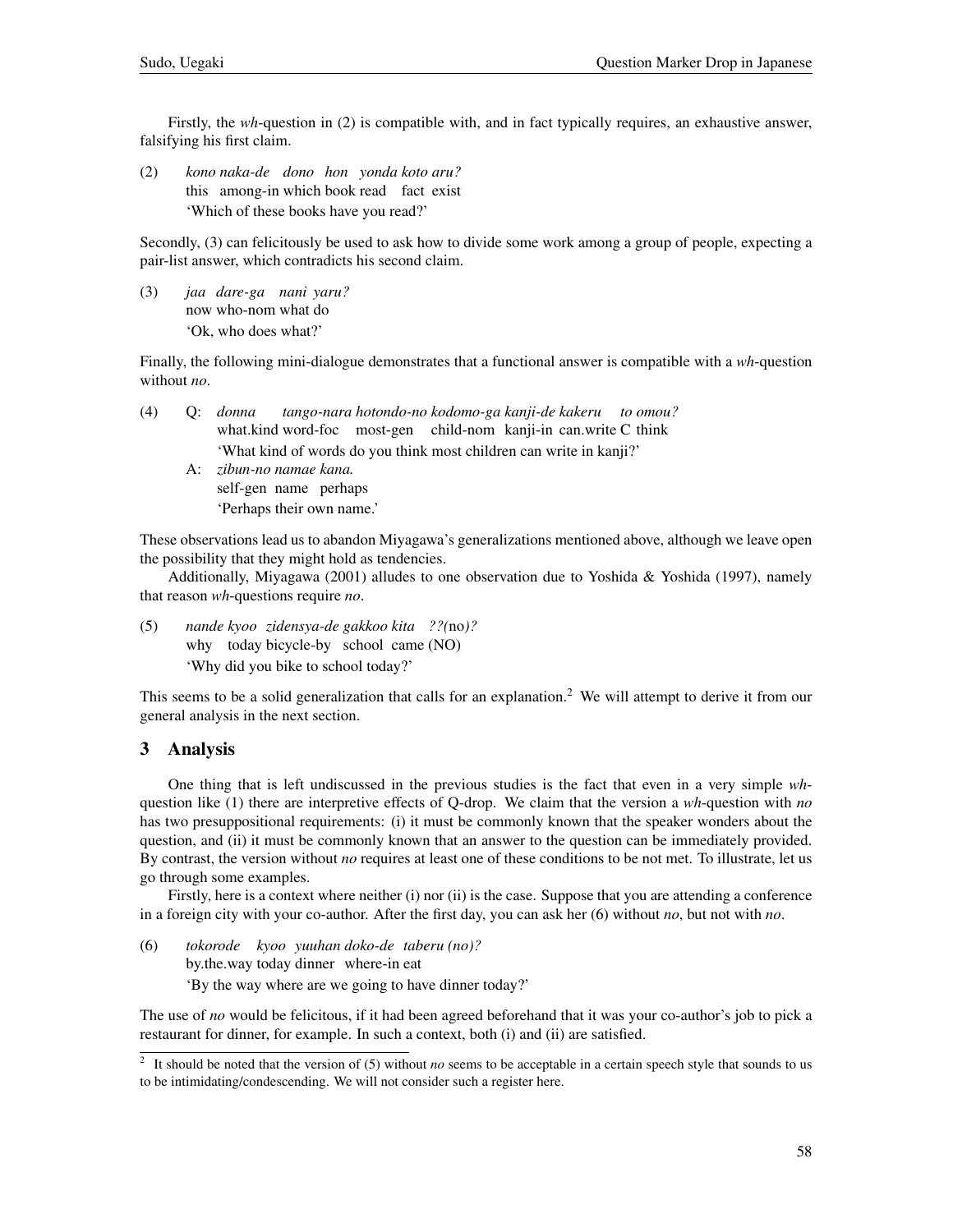Firstly, the *wh*-question in (2) is compatible with, and in fact typically requires, an exhaustive answer, falsifying his first claim.

(2) *kono naka-de dono hon yonda koto aru?*
this among-in which book read fact exist
'Which of these books have you read?'

Secondly, (3) can felicitously be used to ask how to divide some work among a group of people, expecting a pair-list answer, which contradicts his second claim.

(3) *jaa dare-ga nani yaru?*
now who-nom what do
'Ok, who does what?'

Finally, the following mini-dialogue demonstrates that a functional answer is compatible with a *wh*-question without *no*.

(4) Q: *donna tango-nara hotondo-no kodomo-ga kanji-de kakeru to omou?*
what.kind word-foc most-gen child-nom kanji-in can.write C think
'What kind of words do you think most children can write in kanji?'
A: *zibun-no namae kana.*
self-gen name perhaps
'Perhaps their own name.'

These observations lead us to abandon Miyagawa's generalizations mentioned above, although we leave open the possibility that they might hold as tendencies.

Additionally, Miyagawa (2001) alludes to one observation due to Yoshida & Yoshida (1997), namely that reason *wh*-questions require *no*.

(5) *nande kyoo zidensya-de gakkoo kita ??(*no*)?*
why today bicycle-by school came (NO)
'Why did you bike to school today?'

This seems to be a solid generalization that calls for an explanation.[2] We will attempt to derive it from our general analysis in the next section.

## 3 Analysis

One thing that is left undiscussed in the previous studies is the fact that even in a very simple *wh*-question like (1) there are interpretive effects of Q-drop. We claim that the version a *wh*-question with *no* has two presuppositional requirements: (i) it must be commonly known that the speaker wonders about the question, and (ii) it must be commonly known that an answer to the question can be immediately provided. By contrast, the version without *no* requires at least one of these conditions to be not met. To illustrate, let us go through some examples.

Firstly, here is a context where neither (i) nor (ii) is the case. Suppose that you are attending a conference in a foreign city with your co-author. After the first day, you can ask her (6) without *no*, but not with *no*.

(6) *tokorode kyoo yuuhan doko-de taberu (no)?*
by.the.way today dinner where-in eat
'By the way where are we going to have dinner today?'

The use of *no* would be felicitous, if it had been agreed beforehand that it was your co-author's job to pick a restaurant for dinner, for example. In such a context, both (i) and (ii) are satisfied.

[2] It should be noted that the version of (5) without *no* seems to be acceptable in a certain speech style that sounds to us to be intimidating/condescending. We will not consider such a register here.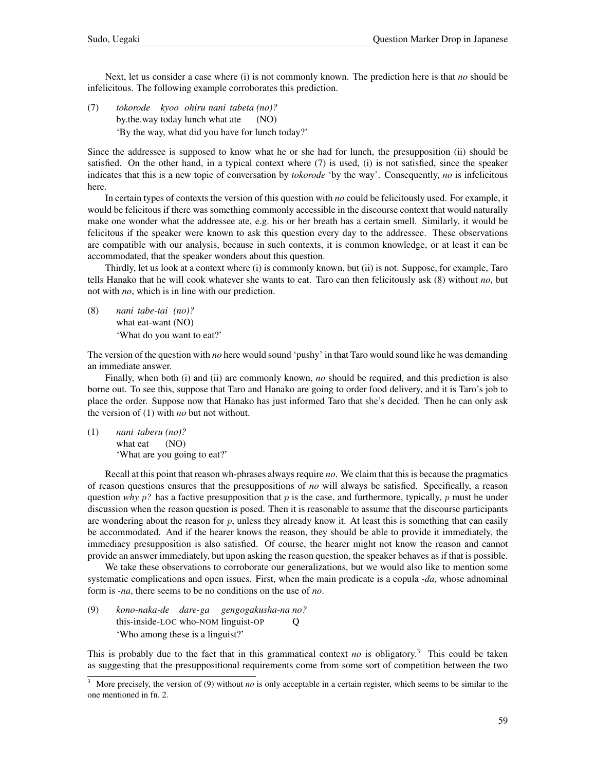Next, let us consider a case where (i) is not commonly known. The prediction here is that *no* should be infelicitous. The following example corroborates this prediction.

(7) *tokorode kyoo ohiru nani tabeta (no)?*
by.the.way today lunch what ate (NO)
'By the way, what did you have for lunch today?'

Since the addressee is supposed to know what he or she had for lunch, the presupposition (ii) should be satisfied. On the other hand, in a typical context where (7) is used, (i) is not satisfied, since the speaker indicates that this is a new topic of conversation by *tokorode* 'by the way'. Consequently, *no* is infelicitous here.

In certain types of contexts the version of this question with *no* could be felicitously used. For example, it would be felicitous if there was something commonly accessible in the discourse context that would naturally make one wonder what the addressee ate, e.g. his or her breath has a certain smell. Similarly, it would be felicitous if the speaker were known to ask this question every day to the addressee. These observations are compatible with our analysis, because in such contexts, it is common knowledge, or at least it can be accommodated, that the speaker wonders about this question.

Thirdly, let us look at a context where (i) is commonly known, but (ii) is not. Suppose, for example, Taro tells Hanako that he will cook whatever she wants to eat. Taro can then felicitously ask (8) without *no*, but not with *no*, which is in line with our prediction.

(8) *nani tabe-tai (no)?*
what eat-want (NO)
'What do you want to eat?'

The version of the question with *no* here would sound 'pushy' in that Taro would sound like he was demanding an immediate answer.

Finally, when both (i) and (ii) are commonly known, *no* should be required, and this prediction is also borne out. To see this, suppose that Taro and Hanako are going to order food delivery, and it is Taro's job to place the order. Suppose now that Hanako has just informed Taro that she's decided. Then he can only ask the version of (1) with *no* but not without.

(1) *nani taberu (no)?*
what eat (NO)
'What are you going to eat?'

Recall at this point that reason wh-phrases always require *no*. We claim that this is because the pragmatics of reason questions ensures that the presuppositions of *no* will always be satisfied. Specifically, a reason question *why* $p$*?* has a factive presupposition that $p$ is the case, and furthermore, typically, $p$ must be under discussion when the reason question is posed. Then it is reasonable to assume that the discourse participants are wondering about the reason for $p$, unless they already know it. At least this is something that can easily be accommodated. And if the hearer knows the reason, they should be able to provide it immediately, the immediacy presupposition is also satisfied. Of course, the hearer might not know the reason and cannot provide an answer immediately, but upon asking the reason question, the speaker behaves as if that is possible.

We take these observations to corroborate our generalizations, but we would also like to mention some systematic complications and open issues. First, when the main predicate is a copula *-da*, whose adnominal form is *-na*, there seems to be no conditions on the use of *no*.

(9) *kono-naka-de dare-ga gengogakusha-na no?*
this-inside-LOC who-NOM linguist-OP Q
'Who among these is a linguist?'

This is probably due to the fact that in this grammatical context *no* is obligatory.[3] This could be taken as suggesting that the presuppositional requirements come from some sort of competition between the two

[3] More precisely, the version of (9) without *no* is only acceptable in a certain register, which seems to be similar to the one mentioned in fn. 2.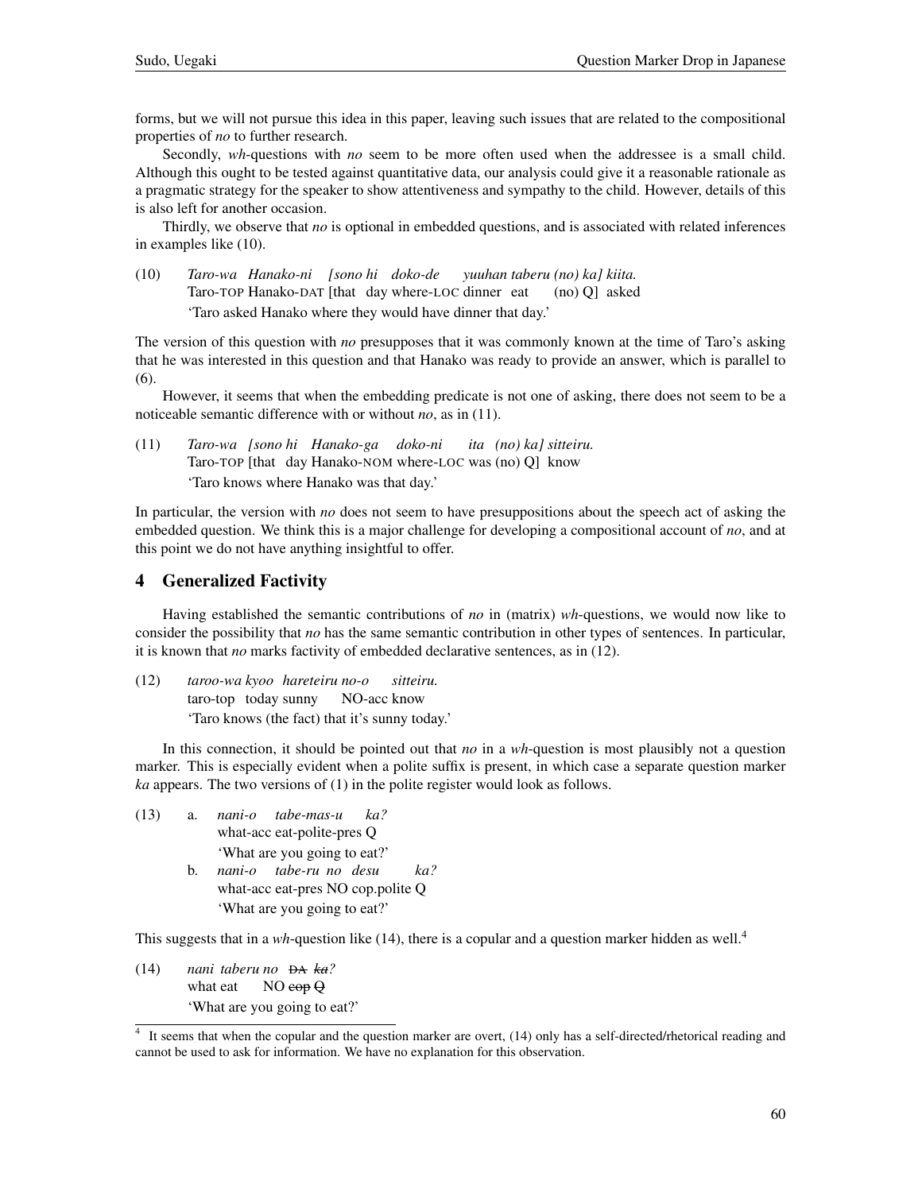forms, but we will not pursue this idea in this paper, leaving such issues that are related to the compositional properties of *no* to further research.

Secondly, *wh*-questions with *no* seem to be more often used when the addressee is a small child. Although this ought to be tested against quantitative data, our analysis could give it a reasonable rationale as a pragmatic strategy for the speaker to show attentiveness and sympathy to the child. However, details of this is also left for another occasion.

Thirdly, we observe that *no* is optional in embedded questions, and is associated with related inferences in examples like (10).

(10) *Taro-wa Hanako-ni [sono hi doko-de yuuhan taberu (no) ka] kiita.*
Taro-TOP Hanako-DAT [that day where-LOC dinner eat (no) Q] asked
'Taro asked Hanako where they would have dinner that day.'

The version of this question with *no* presupposes that it was commonly known at the time of Taro's asking that he was interested in this question and that Hanako was ready to provide an answer, which is parallel to (6).

However, it seems that when the embedding predicate is not one of asking, there does not seem to be a noticeable semantic difference with or without *no*, as in (11).

(11) *Taro-wa [sono hi Hanako-ga doko-ni ita (no) ka] sitteiru.*
Taro-TOP [that day Hanako-NOM where-LOC was (no) Q] know
'Taro knows where Hanako was that day.'

In particular, the version with *no* does not seem to have presuppositions about the speech act of asking the embedded question. We think this is a major challenge for developing a compositional account of *no*, and at this point we do not have anything insightful to offer.

## 4 Generalized Factivity

Having established the semantic contributions of *no* in (matrix) *wh*-questions, we would now like to consider the possibility that *no* has the same semantic contribution in other types of sentences. In particular, it is known that *no* marks factivity of embedded declarative sentences, as in (12).

(12) *taroo-wa kyoo hareteiru no-o sitteiru.*
taro-top today sunny NO-acc know
'Taro knows (the fact) that it's sunny today.'

In this connection, it should be pointed out that *no* in a *wh*-question is most plausibly not a question marker. This is especially evident when a polite suffix is present, in which case a separate question marker *ka* appears. The two versions of (1) in the polite register would look as follows.

(13) a. *nani-o tabe-mas-u ka?*
what-acc eat-polite-pres Q
'What are you going to eat?'

b. *nani-o tabe-ru no desu ka?*
what-acc eat-pres NO cop.polite Q
'What are you going to eat?'

This suggests that in a *wh*-question like (14), there is a copular and a question marker hidden as well.[4]

(14) *nani taberu no ~~DA~~ ~~ka~~?*
what eat NO ~~cop~~ ~~Q~~
'What are you going to eat?'

[4] It seems that when the copular and the question marker are overt, (14) only has a self-directed/rhetorical reading and cannot be used to ask for information. We have no explanation for this observation.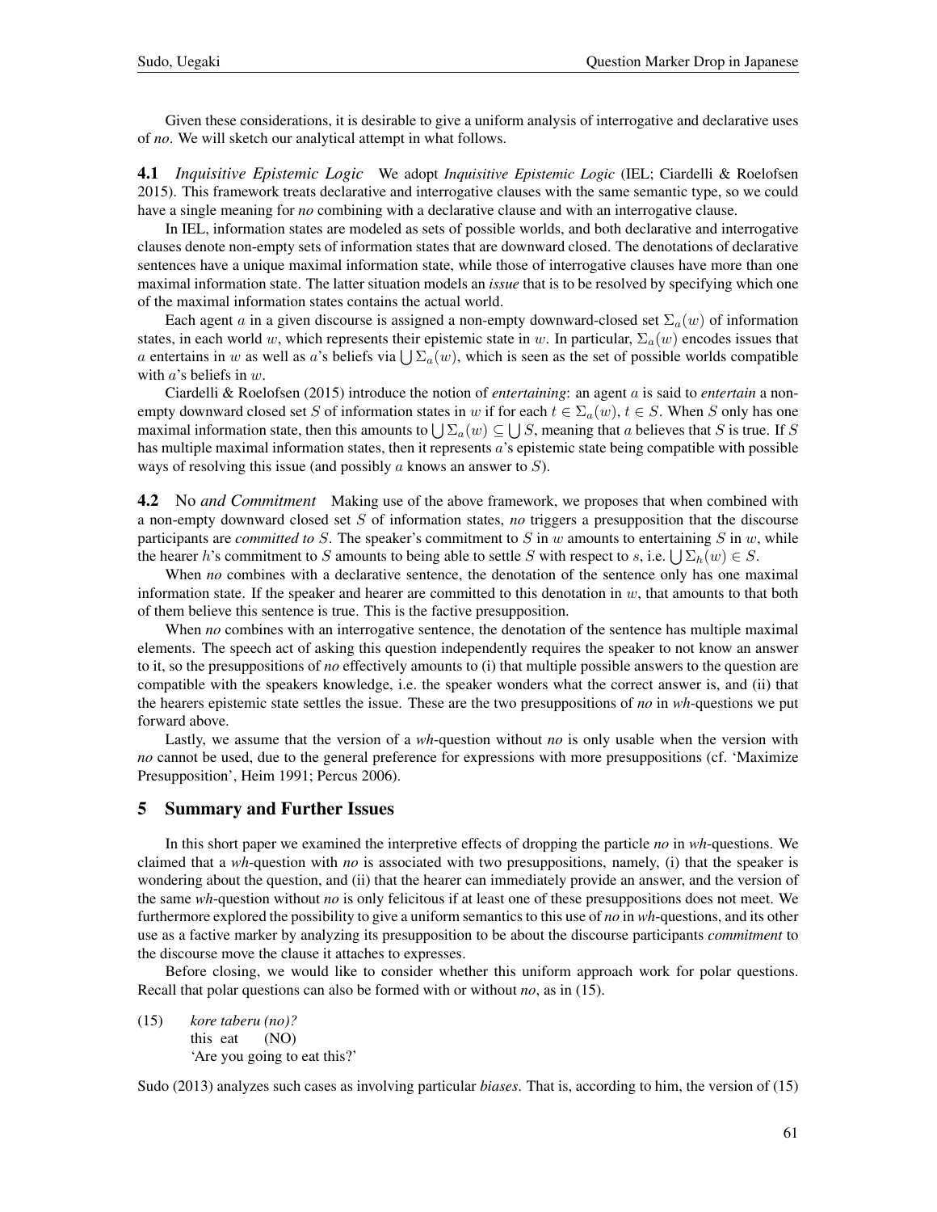Given these considerations, it is desirable to give a uniform analysis of interrogative and declarative uses of *no*. We will sketch our analytical attempt in what follows.

**4.1** *Inquisitive Epistemic Logic* We adopt *Inquisitive Epistemic Logic* (IEL; Ciardelli & Roelofsen 2015). This framework treats declarative and interrogative clauses with the same semantic type, so we could have a single meaning for *no* combining with a declarative clause and with an interrogative clause.

In IEL, information states are modeled as sets of possible worlds, and both declarative and interrogative clauses denote non-empty sets of information states that are downward closed. The denotations of declarative sentences have a unique maximal information state, while those of interrogative clauses have more than one maximal information state. The latter situation models an *issue* that is to be resolved by specifying which one of the maximal information states contains the actual world.

Each agent $a$ in a given discourse is assigned a non-empty downward-closed set $\Sigma_a(w)$ of information states, in each world $w$, which represents their epistemic state in $w$. In particular, $\Sigma_a(w)$ encodes issues that $a$ entertains in $w$ as well as $a$'s beliefs via $\bigcup \Sigma_a(w)$, which is seen as the set of possible worlds compatible with $a$'s beliefs in $w$.

Ciardelli & Roelofsen (2015) introduce the notion of *entertaining*: an agent $a$ is said to *entertain* a non-empty downward closed set $S$ of information states in $w$ if for each $t \in \Sigma_a(w)$, $t \in S$. When $S$ only has one maximal information state, then this amounts to $\bigcup \Sigma_a(w) \subseteq \bigcup S$, meaning that $a$ believes that $S$ is true. If $S$ has multiple maximal information states, then it represents $a$'s epistemic state being compatible with possible ways of resolving this issue (and possibly $a$ knows an answer to $S$).

**4.2** No *and Commitment* Making use of the above framework, we proposes that when combined with a non-empty downward closed set $S$ of information states, *no* triggers a presupposition that the discourse participants are *committed to* $S$. The speaker's commitment to $S$ in $w$ amounts to entertaining $S$ in $w$, while the hearer $h$'s commitment to $S$ amounts to being able to settle $S$ with respect to $s$, i.e. $\bigcup \Sigma_h(w) \in S$.

When *no* combines with a declarative sentence, the denotation of the sentence only has one maximal information state. If the speaker and hearer are committed to this denotation in $w$, that amounts to that both of them believe this sentence is true. This is the factive presupposition.

When *no* combines with an interrogative sentence, the denotation of the sentence has multiple maximal elements. The speech act of asking this question independently requires the speaker to not know an answer to it, so the presuppositions of *no* effectively amounts to (i) that multiple possible answers to the question are compatible with the speakers knowledge, i.e. the speaker wonders what the correct answer is, and (ii) that the hearers epistemic state settles the issue. These are the two presuppositions of *no* in *wh*-questions we put forward above.

Lastly, we assume that the version of a *wh*-question without *no* is only usable when the version with *no* cannot be used, due to the general preference for expressions with more presuppositions (cf. 'Maximize Presupposition', Heim 1991; Percus 2006).

## 5 Summary and Further Issues

In this short paper we examined the interpretive effects of dropping the particle *no* in *wh*-questions. We claimed that a *wh*-question with *no* is associated with two presuppositions, namely, (i) that the speaker is wondering about the question, and (ii) that the hearer can immediately provide an answer, and the version of the same *wh*-question without *no* is only felicitous if at least one of these presuppositions does not meet. We furthermore explored the possibility to give a uniform semantics to this use of *no* in *wh*-questions, and its other use as a factive marker by analyzing its presupposition to be about the discourse participants *commitment* to the discourse move the clause it attaches to expresses.

Before closing, we would like to consider whether this uniform approach work for polar questions. Recall that polar questions can also be formed with or without *no*, as in (15).

(15) *kore taberu (no)?*
this eat (NO)
'Are you going to eat this?'

Sudo (2013) analyzes such cases as involving particular *biases*. That is, according to him, the version of (15)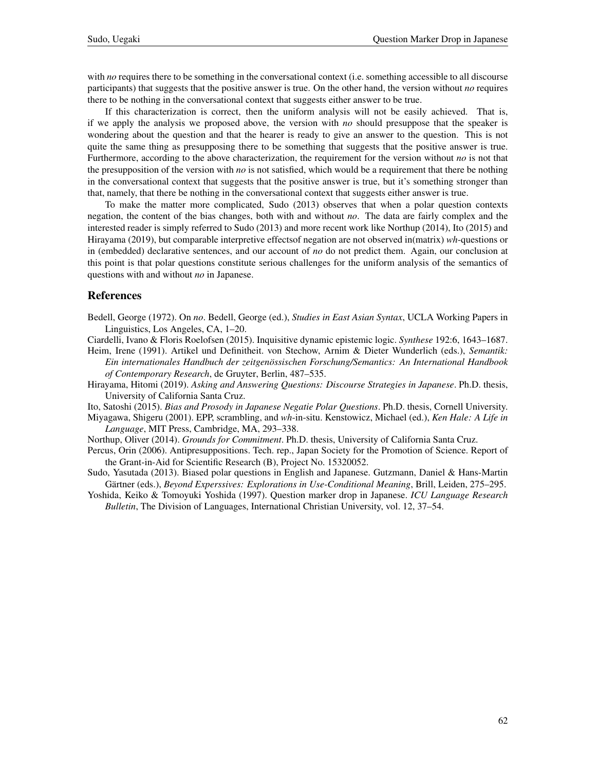with *no* requires there to be something in the conversational context (i.e. something accessible to all discourse participants) that suggests that the positive answer is true. On the other hand, the version without *no* requires there to be nothing in the conversational context that suggests either answer to be true.

If this characterization is correct, then the uniform analysis will not be easily achieved. That is, if we apply the analysis we proposed above, the version with *no* should presuppose that the speaker is wondering about the question and that the hearer is ready to give an answer to the question. This is not quite the same thing as presupposing there to be something that suggests that the positive answer is true. Furthermore, according to the above characterization, the requirement for the version without *no* is not that the presupposition of the version with *no* is not satisfied, which would be a requirement that there be nothing in the conversational context that suggests that the positive answer is true, but it's something stronger than that, namely, that there be nothing in the conversational context that suggests either answer is true.

To make the matter more complicated, Sudo (2013) observes that when a polar question contexts negation, the content of the bias changes, both with and without *no*. The data are fairly complex and the interested reader is simply referred to Sudo (2013) and more recent work like Northup (2014), Ito (2015) and Hirayama (2019), but comparable interpretive effectsof negation are not observed in(matrix) *wh*-questions or in (embedded) declarative sentences, and our account of *no* do not predict them. Again, our conclusion at this point is that polar questions constitute serious challenges for the uniform analysis of the semantics of questions with and without *no* in Japanese.

## References

Bedell, George (1972). On *no*. Bedell, George (ed.), *Studies in East Asian Syntax*, UCLA Working Papers in Linguistics, Los Angeles, CA, 1–20.

Ciardelli, Ivano & Floris Roelofsen (2015). Inquisitive dynamic epistemic logic. *Synthese* 192:6, 1643–1687.

Heim, Irene (1991). Artikel und Definitheit. von Stechow, Arnim & Dieter Wunderlich (eds.), *Semantik: Ein internationales Handbuch der zeitgenössischen Forschung/Semantics: An International Handbook of Contemporary Research*, de Gruyter, Berlin, 487–535.

Hirayama, Hitomi (2019). *Asking and Answering Questions: Discourse Strategies in Japanese*. Ph.D. thesis, University of California Santa Cruz.

Ito, Satoshi (2015). *Bias and Prosody in Japanese Negatie Polar Questions*. Ph.D. thesis, Cornell University.

Miyagawa, Shigeru (2001). EPP, scrambling, and *wh*-in-situ. Kenstowicz, Michael (ed.), *Ken Hale: A Life in Language*, MIT Press, Cambridge, MA, 293–338.

Northup, Oliver (2014). *Grounds for Commitment*. Ph.D. thesis, University of California Santa Cruz.

Percus, Orin (2006). Antipresuppositions. Tech. rep., Japan Society for the Promotion of Science. Report of the Grant-in-Aid for Scientific Research (B), Project No. 15320052.

Sudo, Yasutada (2013). Biased polar questions in English and Japanese. Gutzmann, Daniel & Hans-Martin Gärtner (eds.), *Beyond Experssives: Explorations in Use-Conditional Meaning*, Brill, Leiden, 275–295.

Yoshida, Keiko & Tomoyuki Yoshida (1997). Question marker drop in Japanese. *ICU Language Research Bulletin*, The Division of Languages, International Christian University, vol. 12, 37–54.